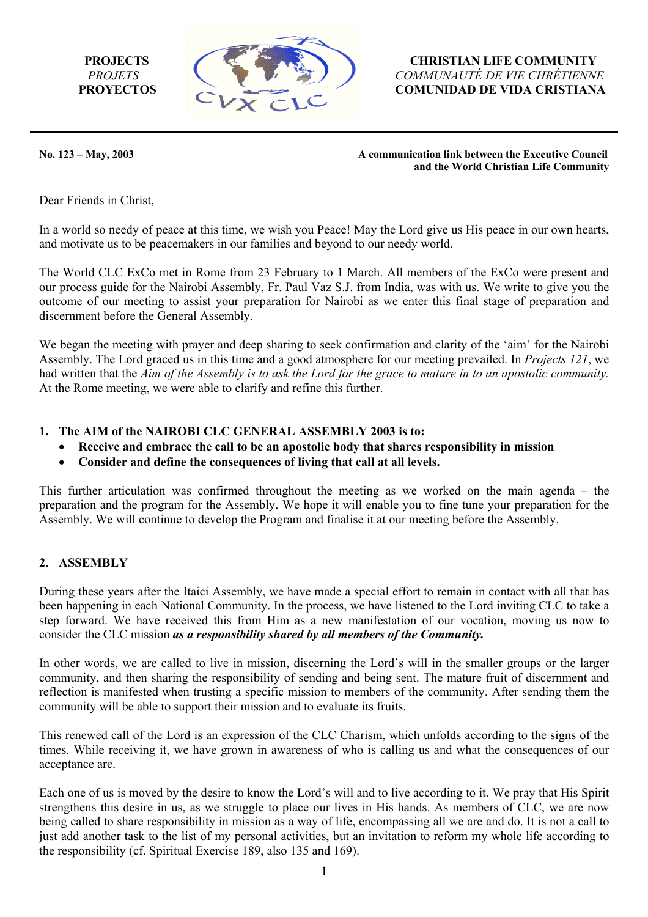**PROJECTS**
*PROJETS*
**PROYECTOS**

**CHRISTIAN LIFE COMMUNITY**
*COMMUNAUTÉ DE VIE CHRÉTIENNE*
**COMUNIDAD DE VIDA CRISTIANA**

---

**No. 123 – May, 2003**

**A communication link between the Executive Council and the World Christian Life Community**

Dear Friends in Christ,

In a world so needy of peace at this time, we wish you Peace! May the Lord give us His peace in our own hearts, and motivate us to be peacemakers in our families and beyond to our needy world.

The World CLC ExCo met in Rome from 23 February to 1 March. All members of the ExCo were present and our process guide for the Nairobi Assembly, Fr. Paul Vaz S.J. from India, was with us. We write to give you the outcome of our meeting to assist your preparation for Nairobi as we enter this final stage of preparation and discernment before the General Assembly.

We began the meeting with prayer and deep sharing to seek confirmation and clarity of the 'aim' for the Nairobi Assembly. The Lord graced us in this time and a good atmosphere for our meeting prevailed. In *Projects 121*, we had written that the *Aim of the Assembly is to ask the Lord for the grace to mature in to an apostolic community.* At the Rome meeting, we were able to clarify and refine this further.

## 1. The AIM of the NAIROBI CLC GENERAL ASSEMBLY 2003 is to:

- **Receive and embrace the call to be an apostolic body that shares responsibility in mission**
- **Consider and define the consequences of living that call at all levels.**

This further articulation was confirmed throughout the meeting as we worked on the main agenda – the preparation and the program for the Assembly. We hope it will enable you to fine tune your preparation for the Assembly. We will continue to develop the Program and finalise it at our meeting before the Assembly.

## 2. ASSEMBLY

During these years after the Itaici Assembly, we have made a special effort to remain in contact with all that has been happening in each National Community. In the process, we have listened to the Lord inviting CLC to take a step forward. We have received this from Him as a new manifestation of our vocation, moving us now to consider the CLC mission ***as a responsibility shared by all members of the Community.***

In other words, we are called to live in mission, discerning the Lord's will in the smaller groups or the larger community, and then sharing the responsibility of sending and being sent. The mature fruit of discernment and reflection is manifested when trusting a specific mission to members of the community. After sending them the community will be able to support their mission and to evaluate its fruits.

This renewed call of the Lord is an expression of the CLC Charism, which unfolds according to the signs of the times. While receiving it, we have grown in awareness of who is calling us and what the consequences of our acceptance are.

Each one of us is moved by the desire to know the Lord's will and to live according to it. We pray that His Spirit strengthens this desire in us, as we struggle to place our lives in His hands. As members of CLC, we are now being called to share responsibility in mission as a way of life, encompassing all we are and do. It is not a call to just add another task to the list of my personal activities, but an invitation to reform my whole life according to the responsibility (cf. Spiritual Exercise 189, also 135 and 169).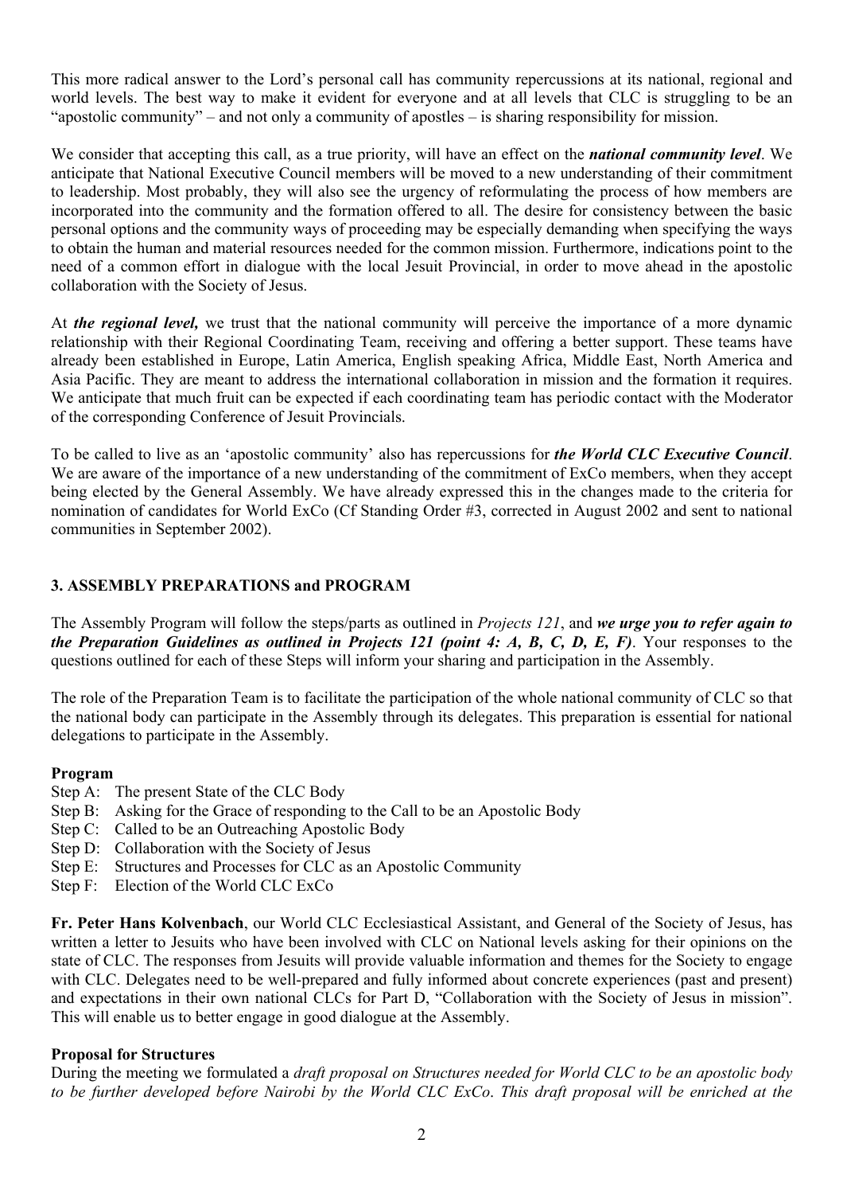This more radical answer to the Lord's personal call has community repercussions at its national, regional and world levels. The best way to make it evident for everyone and at all levels that CLC is struggling to be an "apostolic community" – and not only a community of apostles – is sharing responsibility for mission.

We consider that accepting this call, as a true priority, will have an effect on the ***national community level***. We anticipate that National Executive Council members will be moved to a new understanding of their commitment to leadership. Most probably, they will also see the urgency of reformulating the process of how members are incorporated into the community and the formation offered to all. The desire for consistency between the basic personal options and the community ways of proceeding may be especially demanding when specifying the ways to obtain the human and material resources needed for the common mission. Furthermore, indications point to the need of a common effort in dialogue with the local Jesuit Provincial, in order to move ahead in the apostolic collaboration with the Society of Jesus.

At ***the regional level,*** we trust that the national community will perceive the importance of a more dynamic relationship with their Regional Coordinating Team, receiving and offering a better support. These teams have already been established in Europe, Latin America, English speaking Africa, Middle East, North America and Asia Pacific. They are meant to address the international collaboration in mission and the formation it requires. We anticipate that much fruit can be expected if each coordinating team has periodic contact with the Moderator of the corresponding Conference of Jesuit Provincials.

To be called to live as an 'apostolic community' also has repercussions for ***the World CLC Executive Council***. We are aware of the importance of a new understanding of the commitment of ExCo members, when they accept being elected by the General Assembly. We have already expressed this in the changes made to the criteria for nomination of candidates for World ExCo (Cf Standing Order #3, corrected in August 2002 and sent to national communities in September 2002).

## 3. ASSEMBLY PREPARATIONS and PROGRAM

The Assembly Program will follow the steps/parts as outlined in *Projects 121*, and ***we urge you to refer again to the Preparation Guidelines as outlined in Projects 121 (point 4: A, B, C, D, E, F)***. Your responses to the questions outlined for each of these Steps will inform your sharing and participation in the Assembly.

The role of the Preparation Team is to facilitate the participation of the whole national community of CLC so that the national body can participate in the Assembly through its delegates. This preparation is essential for national delegations to participate in the Assembly.

### Program

- Step A: The present State of the CLC Body
- Step B: Asking for the Grace of responding to the Call to be an Apostolic Body
- Step C: Called to be an Outreaching Apostolic Body
- Step D: Collaboration with the Society of Jesus
- Step E: Structures and Processes for CLC as an Apostolic Community
- Step F: Election of the World CLC ExCo

**Fr. Peter Hans Kolvenbach**, our World CLC Ecclesiastical Assistant, and General of the Society of Jesus, has written a letter to Jesuits who have been involved with CLC on National levels asking for their opinions on the state of CLC. The responses from Jesuits will provide valuable information and themes for the Society to engage with CLC. Delegates need to be well-prepared and fully informed about concrete experiences (past and present) and expectations in their own national CLCs for Part D, "Collaboration with the Society of Jesus in mission". This will enable us to better engage in good dialogue at the Assembly.

### Proposal for Structures

During the meeting we formulated a *draft proposal on Structures needed for World CLC to be an apostolic body to be further developed before Nairobi by the World CLC ExCo. This draft proposal will be enriched at the*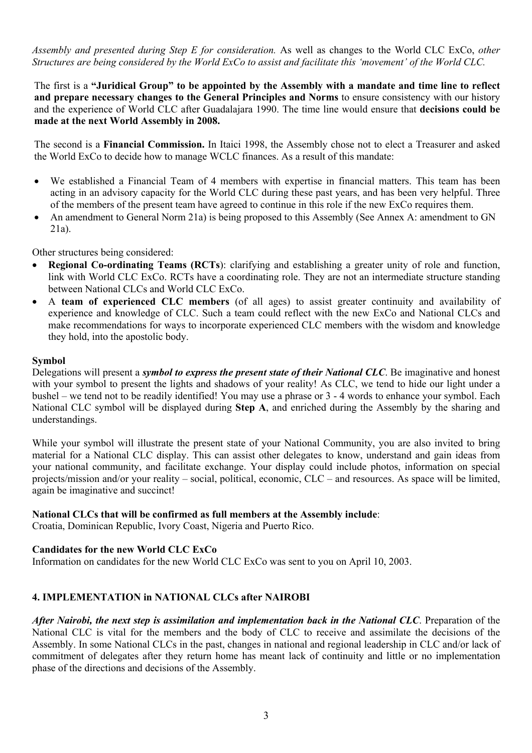*Assembly and presented during Step E for consideration.* As well as changes to the World CLC ExCo, *other Structures are being considered by the World ExCo to assist and facilitate this 'movement' of the World CLC.*

The first is a **"Juridical Group" to be appointed by the Assembly with a mandate and time line to reflect and prepare necessary changes to the General Principles and Norms** to ensure consistency with our history and the experience of World CLC after Guadalajara 1990. The time line would ensure that **decisions could be made at the next World Assembly in 2008.**

The second is a **Financial Commission.** In Itaici 1998, the Assembly chose not to elect a Treasurer and asked the World ExCo to decide how to manage WCLC finances. As a result of this mandate:

- We established a Financial Team of 4 members with expertise in financial matters. This team has been acting in an advisory capacity for the World CLC during these past years, and has been very helpful. Three of the members of the present team have agreed to continue in this role if the new ExCo requires them.
- An amendment to General Norm 21a) is being proposed to this Assembly (See Annex A: amendment to GN 21a).

Other structures being considered:

- **Regional Co-ordinating Teams (RCTs)**: clarifying and establishing a greater unity of role and function, link with World CLC ExCo. RCTs have a coordinating role. They are not an intermediate structure standing between National CLCs and World CLC ExCo.
- A **team of experienced CLC members** (of all ages) to assist greater continuity and availability of experience and knowledge of CLC. Such a team could reflect with the new ExCo and National CLCs and make recommendations for ways to incorporate experienced CLC members with the wisdom and knowledge they hold, into the apostolic body.

**Symbol**

Delegations will present a ***symbol to express the present state of their National CLC***. Be imaginative and honest with your symbol to present the lights and shadows of your reality! As CLC, we tend to hide our light under a bushel – we tend not to be readily identified! You may use a phrase or 3 - 4 words to enhance your symbol. Each National CLC symbol will be displayed during **Step A**, and enriched during the Assembly by the sharing and understandings.

While your symbol will illustrate the present state of your National Community, you are also invited to bring material for a National CLC display. This can assist other delegates to know, understand and gain ideas from your national community, and facilitate exchange. Your display could include photos, information on special projects/mission and/or your reality – social, political, economic, CLC – and resources. As space will be limited, again be imaginative and succinct!

**National CLCs that will be confirmed as full members at the Assembly include**:
Croatia, Dominican Republic, Ivory Coast, Nigeria and Puerto Rico.

**Candidates for the new World CLC ExCo**

Information on candidates for the new World CLC ExCo was sent to you on April 10, 2003.

## 4. IMPLEMENTATION in NATIONAL CLCs after NAIROBI

***After Nairobi, the next step is assimilation and implementation back in the National CLC***. Preparation of the National CLC is vital for the members and the body of CLC to receive and assimilate the decisions of the Assembly. In some National CLCs in the past, changes in national and regional leadership in CLC and/or lack of commitment of delegates after they return home has meant lack of continuity and little or no implementation phase of the directions and decisions of the Assembly.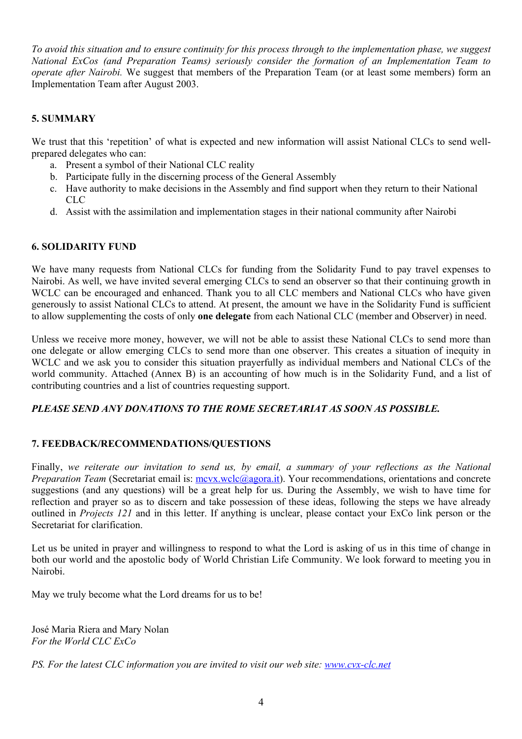*To avoid this situation and to ensure continuity for this process through to the implementation phase, we suggest National ExCos (and Preparation Teams) seriously consider the formation of an Implementation Team to operate after Nairobi.* We suggest that members of the Preparation Team (or at least some members) form an Implementation Team after August 2003.

## 5. SUMMARY

We trust that this 'repetition' of what is expected and new information will assist National CLCs to send well-prepared delegates who can:

a. Present a symbol of their National CLC reality
b. Participate fully in the discerning process of the General Assembly
c. Have authority to make decisions in the Assembly and find support when they return to their National CLC
d. Assist with the assimilation and implementation stages in their national community after Nairobi

## 6. SOLIDARITY FUND

We have many requests from National CLCs for funding from the Solidarity Fund to pay travel expenses to Nairobi. As well, we have invited several emerging CLCs to send an observer so that their continuing growth in WCLC can be encouraged and enhanced. Thank you to all CLC members and National CLCs who have given generously to assist National CLCs to attend. At present, the amount we have in the Solidarity Fund is sufficient to allow supplementing the costs of only **one delegate** from each National CLC (member and Observer) in need.

Unless we receive more money, however, we will not be able to assist these National CLCs to send more than one delegate or allow emerging CLCs to send more than one observer. This creates a situation of inequity in WCLC and we ask you to consider this situation prayerfully as individual members and National CLCs of the world community. Attached (Annex B) is an accounting of how much is in the Solidarity Fund, and a list of contributing countries and a list of countries requesting support.

***PLEASE SEND ANY DONATIONS TO THE ROME SECRETARIAT AS SOON AS POSSIBLE.***

## 7. FEEDBACK/RECOMMENDATIONS/QUESTIONS

Finally, *we reiterate our invitation to send us, by email, a summary of your reflections as the National Preparation Team* (Secretariat email is: mcvx.wclc@agora.it). Your recommendations, orientations and concrete suggestions (and any questions) will be a great help for us. During the Assembly, we wish to have time for reflection and prayer so as to discern and take possession of these ideas, following the steps we have already outlined in *Projects 121* and in this letter. If anything is unclear, please contact your ExCo link person or the Secretariat for clarification.

Let us be united in prayer and willingness to respond to what the Lord is asking of us in this time of change in both our world and the apostolic body of World Christian Life Community. We look forward to meeting you in Nairobi.

May we truly become what the Lord dreams for us to be!

José Maria Riera and Mary Nolan
*For the World CLC ExCo*

*PS. For the latest CLC information you are invited to visit our web site: www.cvx-clc.net*